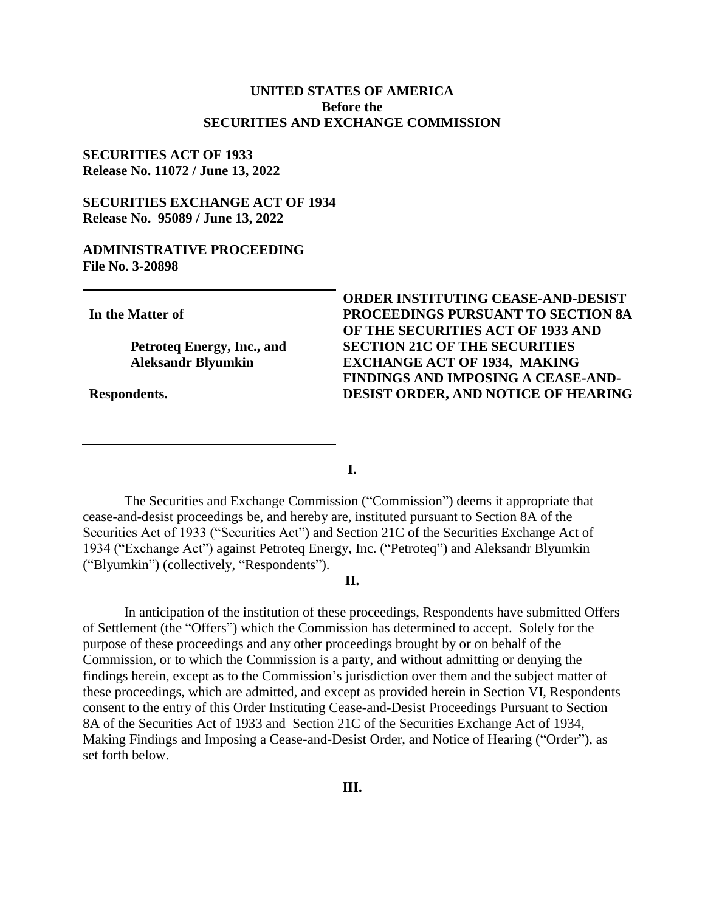**UNITED STATES OF AMERICA**
**Before the**
**SECURITIES AND EXCHANGE COMMISSION**

**SECURITIES ACT OF 1933**
**Release No. 11072 / June 13, 2022**

**SECURITIES EXCHANGE ACT OF 1934**
**Release No. 95089 / June 13, 2022**

**ADMINISTRATIVE PROCEEDING**
**File No. 3-20898**

**In the Matter of**

**Petroteq Energy, Inc., and Aleksandr Blyumkin**

**Respondents.**

**ORDER INSTITUTING CEASE-AND-DESIST PROCEEDINGS PURSUANT TO SECTION 8A OF THE SECURITIES ACT OF 1933 AND SECTION 21C OF THE SECURITIES EXCHANGE ACT OF 1934, MAKING FINDINGS AND IMPOSING A CEASE-AND-DESIST ORDER, AND NOTICE OF HEARING**

**I.**

The Securities and Exchange Commission ("Commission") deems it appropriate that cease-and-desist proceedings be, and hereby are, instituted pursuant to Section 8A of the Securities Act of 1933 ("Securities Act") and Section 21C of the Securities Exchange Act of 1934 ("Exchange Act") against Petroteq Energy, Inc. ("Petroteq") and Aleksandr Blyumkin ("Blyumkin") (collectively, "Respondents").

**II.**

In anticipation of the institution of these proceedings, Respondents have submitted Offers of Settlement (the "Offers") which the Commission has determined to accept. Solely for the purpose of these proceedings and any other proceedings brought by or on behalf of the Commission, or to which the Commission is a party, and without admitting or denying the findings herein, except as to the Commission's jurisdiction over them and the subject matter of these proceedings, which are admitted, and except as provided herein in Section VI, Respondents consent to the entry of this Order Instituting Cease-and-Desist Proceedings Pursuant to Section 8A of the Securities Act of 1933 and Section 21C of the Securities Exchange Act of 1934, Making Findings and Imposing a Cease-and-Desist Order, and Notice of Hearing ("Order"), as set forth below.

**III.**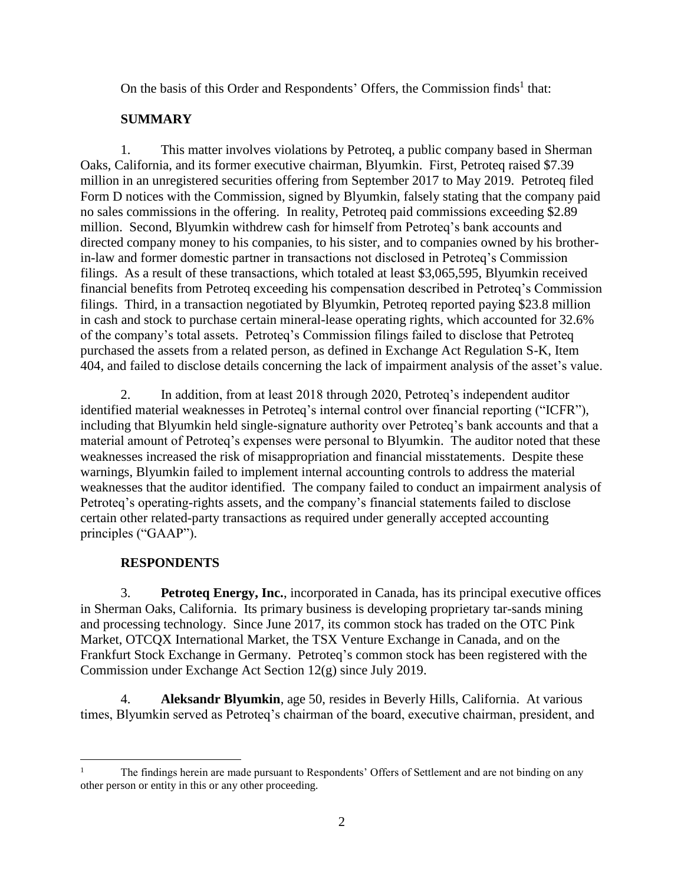On the basis of this Order and Respondents' Offers, the Commission finds[1] that:

## SUMMARY

1. This matter involves violations by Petroteq, a public company based in Sherman Oaks, California, and its former executive chairman, Blyumkin. First, Petroteq raised $7.39 million in an unregistered securities offering from September 2017 to May 2019. Petroteq filed Form D notices with the Commission, signed by Blyumkin, falsely stating that the company paid no sales commissions in the offering. In reality, Petroteq paid commissions exceeding $2.89 million. Second, Blyumkin withdrew cash for himself from Petroteq's bank accounts and directed company money to his companies, to his sister, and to companies owned by his brother-in-law and former domestic partner in transactions not disclosed in Petroteq's Commission filings. As a result of these transactions, which totaled at least $3,065,595, Blyumkin received financial benefits from Petroteq exceeding his compensation described in Petroteq's Commission filings. Third, in a transaction negotiated by Blyumkin, Petroteq reported paying $23.8 million in cash and stock to purchase certain mineral-lease operating rights, which accounted for 32.6% of the company's total assets. Petroteq's Commission filings failed to disclose that Petroteq purchased the assets from a related person, as defined in Exchange Act Regulation S-K, Item 404, and failed to disclose details concerning the lack of impairment analysis of the asset's value.

2. In addition, from at least 2018 through 2020, Petroteq's independent auditor identified material weaknesses in Petroteq's internal control over financial reporting ("ICFR"), including that Blyumkin held single-signature authority over Petroteq's bank accounts and that a material amount of Petroteq's expenses were personal to Blyumkin. The auditor noted that these weaknesses increased the risk of misappropriation and financial misstatements. Despite these warnings, Blyumkin failed to implement internal accounting controls to address the material weaknesses that the auditor identified. The company failed to conduct an impairment analysis of Petroteq's operating-rights assets, and the company's financial statements failed to disclose certain other related-party transactions as required under generally accepted accounting principles ("GAAP").

## RESPONDENTS

3. **Petroteq Energy, Inc.**, incorporated in Canada, has its principal executive offices in Sherman Oaks, California. Its primary business is developing proprietary tar-sands mining and processing technology. Since June 2017, its common stock has traded on the OTC Pink Market, OTCQX International Market, the TSX Venture Exchange in Canada, and on the Frankfurt Stock Exchange in Germany. Petroteq's common stock has been registered with the Commission under Exchange Act Section 12(g) since July 2019.

4. **Aleksandr Blyumkin**, age 50, resides in Beverly Hills, California. At various times, Blyumkin served as Petroteq's chairman of the board, executive chairman, president, and

---

[1] The findings herein are made pursuant to Respondents' Offers of Settlement and are not binding on any other person or entity in this or any other proceeding.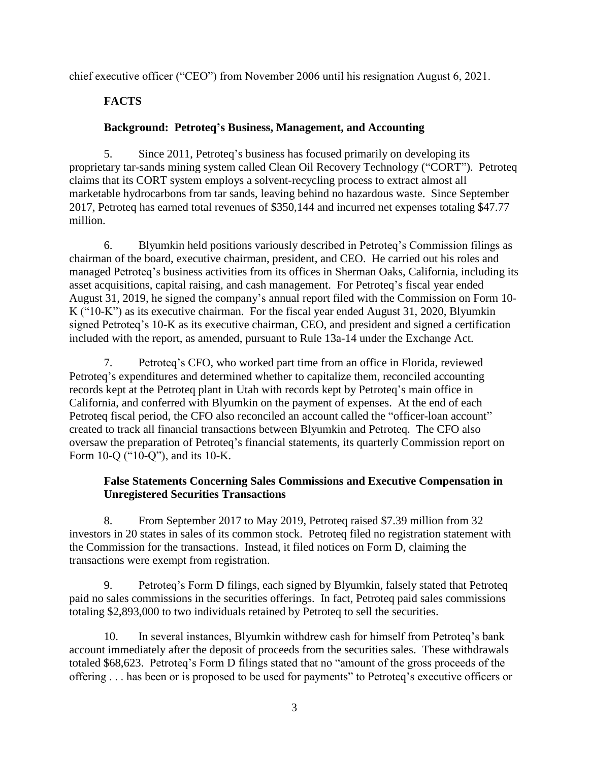chief executive officer ("CEO") from November 2006 until his resignation August 6, 2021.

## FACTS

### Background: Petroteq's Business, Management, and Accounting

5. Since 2011, Petroteq's business has focused primarily on developing its proprietary tar-sands mining system called Clean Oil Recovery Technology ("CORT"). Petroteq claims that its CORT system employs a solvent-recycling process to extract almost all marketable hydrocarbons from tar sands, leaving behind no hazardous waste. Since September 2017, Petroteq has earned total revenues of $350,144 and incurred net expenses totaling $47.77 million.

6. Blyumkin held positions variously described in Petroteq's Commission filings as chairman of the board, executive chairman, president, and CEO. He carried out his roles and managed Petroteq's business activities from its offices in Sherman Oaks, California, including its asset acquisitions, capital raising, and cash management. For Petroteq's fiscal year ended August 31, 2019, he signed the company's annual report filed with the Commission on Form 10-K ("10-K") as its executive chairman. For the fiscal year ended August 31, 2020, Blyumkin signed Petroteq's 10-K as its executive chairman, CEO, and president and signed a certification included with the report, as amended, pursuant to Rule 13a-14 under the Exchange Act.

7. Petroteq's CFO, who worked part time from an office in Florida, reviewed Petroteq's expenditures and determined whether to capitalize them, reconciled accounting records kept at the Petroteq plant in Utah with records kept by Petroteq's main office in California, and conferred with Blyumkin on the payment of expenses. At the end of each Petroteq fiscal period, the CFO also reconciled an account called the "officer-loan account" created to track all financial transactions between Blyumkin and Petroteq. The CFO also oversaw the preparation of Petroteq's financial statements, its quarterly Commission report on Form 10-Q ("10-Q"), and its 10-K.

### False Statements Concerning Sales Commissions and Executive Compensation in Unregistered Securities Transactions

8. From September 2017 to May 2019, Petroteq raised $7.39 million from 32 investors in 20 states in sales of its common stock. Petroteq filed no registration statement with the Commission for the transactions. Instead, it filed notices on Form D, claiming the transactions were exempt from registration.

9. Petroteq's Form D filings, each signed by Blyumkin, falsely stated that Petroteq paid no sales commissions in the securities offerings. In fact, Petroteq paid sales commissions totaling $2,893,000 to two individuals retained by Petroteq to sell the securities.

10. In several instances, Blyumkin withdrew cash for himself from Petroteq's bank account immediately after the deposit of proceeds from the securities sales. These withdrawals totaled $68,623. Petroteq's Form D filings stated that no "amount of the gross proceeds of the offering . . . has been or is proposed to be used for payments" to Petroteq's executive officers or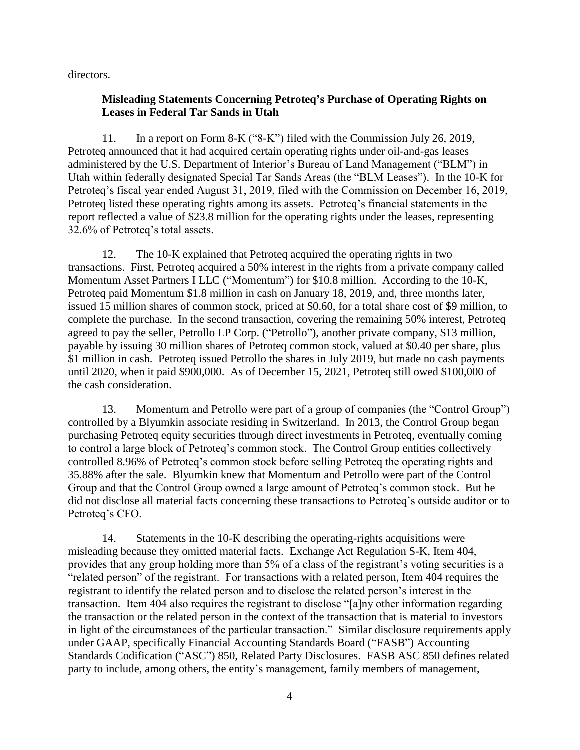directors.

**Misleading Statements Concerning Petroteq's Purchase of Operating Rights on Leases in Federal Tar Sands in Utah**

11. In a report on Form 8-K ("8-K") filed with the Commission July 26, 2019, Petroteq announced that it had acquired certain operating rights under oil-and-gas leases administered by the U.S. Department of Interior's Bureau of Land Management ("BLM") in Utah within federally designated Special Tar Sands Areas (the "BLM Leases"). In the 10-K for Petroteq's fiscal year ended August 31, 2019, filed with the Commission on December 16, 2019, Petroteq listed these operating rights among its assets. Petroteq's financial statements in the report reflected a value of $23.8 million for the operating rights under the leases, representing 32.6% of Petroteq's total assets.

12. The 10-K explained that Petroteq acquired the operating rights in two transactions. First, Petroteq acquired a 50% interest in the rights from a private company called Momentum Asset Partners I LLC ("Momentum") for $10.8 million. According to the 10-K, Petroteq paid Momentum $1.8 million in cash on January 18, 2019, and, three months later, issued 15 million shares of common stock, priced at $0.60, for a total share cost of $9 million, to complete the purchase. In the second transaction, covering the remaining 50% interest, Petroteq agreed to pay the seller, Petrollo LP Corp. ("Petrollo"), another private company, $13 million, payable by issuing 30 million shares of Petroteq common stock, valued at $0.40 per share, plus $1 million in cash. Petroteq issued Petrollo the shares in July 2019, but made no cash payments until 2020, when it paid $900,000. As of December 15, 2021, Petroteq still owed $100,000 of the cash consideration.

13. Momentum and Petrollo were part of a group of companies (the "Control Group") controlled by a Blyumkin associate residing in Switzerland. In 2013, the Control Group began purchasing Petroteq equity securities through direct investments in Petroteq, eventually coming to control a large block of Petroteq's common stock. The Control Group entities collectively controlled 8.96% of Petroteq's common stock before selling Petroteq the operating rights and 35.88% after the sale. Blyumkin knew that Momentum and Petrollo were part of the Control Group and that the Control Group owned a large amount of Petroteq's common stock. But he did not disclose all material facts concerning these transactions to Petroteq's outside auditor or to Petroteq's CFO.

14. Statements in the 10-K describing the operating-rights acquisitions were misleading because they omitted material facts. Exchange Act Regulation S-K, Item 404, provides that any group holding more than 5% of a class of the registrant's voting securities is a "related person" of the registrant. For transactions with a related person, Item 404 requires the registrant to identify the related person and to disclose the related person's interest in the transaction. Item 404 also requires the registrant to disclose "[a]ny other information regarding the transaction or the related person in the context of the transaction that is material to investors in light of the circumstances of the particular transaction." Similar disclosure requirements apply under GAAP, specifically Financial Accounting Standards Board ("FASB") Accounting Standards Codification ("ASC") 850, Related Party Disclosures. FASB ASC 850 defines related party to include, among others, the entity's management, family members of management,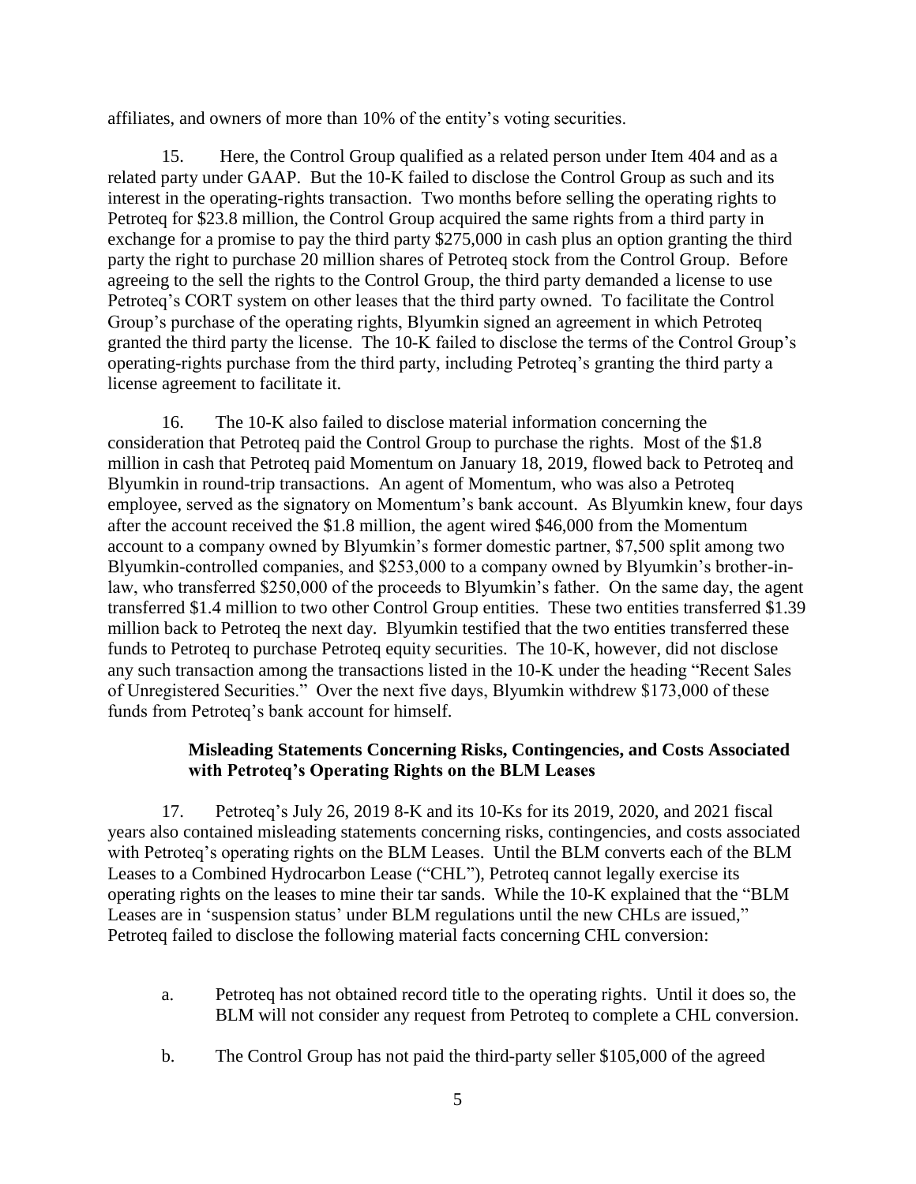affiliates, and owners of more than 10% of the entity's voting securities.

15. Here, the Control Group qualified as a related person under Item 404 and as a related party under GAAP. But the 10-K failed to disclose the Control Group as such and its interest in the operating-rights transaction. Two months before selling the operating rights to Petroteq for $23.8 million, the Control Group acquired the same rights from a third party in exchange for a promise to pay the third party $275,000 in cash plus an option granting the third party the right to purchase 20 million shares of Petroteq stock from the Control Group. Before agreeing to the sell the rights to the Control Group, the third party demanded a license to use Petroteq's CORT system on other leases that the third party owned. To facilitate the Control Group's purchase of the operating rights, Blyumkin signed an agreement in which Petroteq granted the third party the license. The 10-K failed to disclose the terms of the Control Group's operating-rights purchase from the third party, including Petroteq's granting the third party a license agreement to facilitate it.

16. The 10-K also failed to disclose material information concerning the consideration that Petroteq paid the Control Group to purchase the rights. Most of the $1.8 million in cash that Petroteq paid Momentum on January 18, 2019, flowed back to Petroteq and Blyumkin in round-trip transactions. An agent of Momentum, who was also a Petroteq employee, served as the signatory on Momentum's bank account. As Blyumkin knew, four days after the account received the $1.8 million, the agent wired $46,000 from the Momentum account to a company owned by Blyumkin's former domestic partner, $7,500 split among two Blyumkin-controlled companies, and $253,000 to a company owned by Blyumkin's brother-in-law, who transferred $250,000 of the proceeds to Blyumkin's father. On the same day, the agent transferred $1.4 million to two other Control Group entities. These two entities transferred $1.39 million back to Petroteq the next day. Blyumkin testified that the two entities transferred these funds to Petroteq to purchase Petroteq equity securities. The 10-K, however, did not disclose any such transaction among the transactions listed in the 10-K under the heading "Recent Sales of Unregistered Securities." Over the next five days, Blyumkin withdrew $173,000 of these funds from Petroteq's bank account for himself.

### Misleading Statements Concerning Risks, Contingencies, and Costs Associated with Petroteq's Operating Rights on the BLM Leases

17. Petroteq's July 26, 2019 8-K and its 10-Ks for its 2019, 2020, and 2021 fiscal years also contained misleading statements concerning risks, contingencies, and costs associated with Petroteq's operating rights on the BLM Leases. Until the BLM converts each of the BLM Leases to a Combined Hydrocarbon Lease ("CHL"), Petroteq cannot legally exercise its operating rights on the leases to mine their tar sands. While the 10-K explained that the "BLM Leases are in 'suspension status' under BLM regulations until the new CHLs are issued," Petroteq failed to disclose the following material facts concerning CHL conversion:

a. Petroteq has not obtained record title to the operating rights. Until it does so, the BLM will not consider any request from Petroteq to complete a CHL conversion.

b. The Control Group has not paid the third-party seller $105,000 of the agreed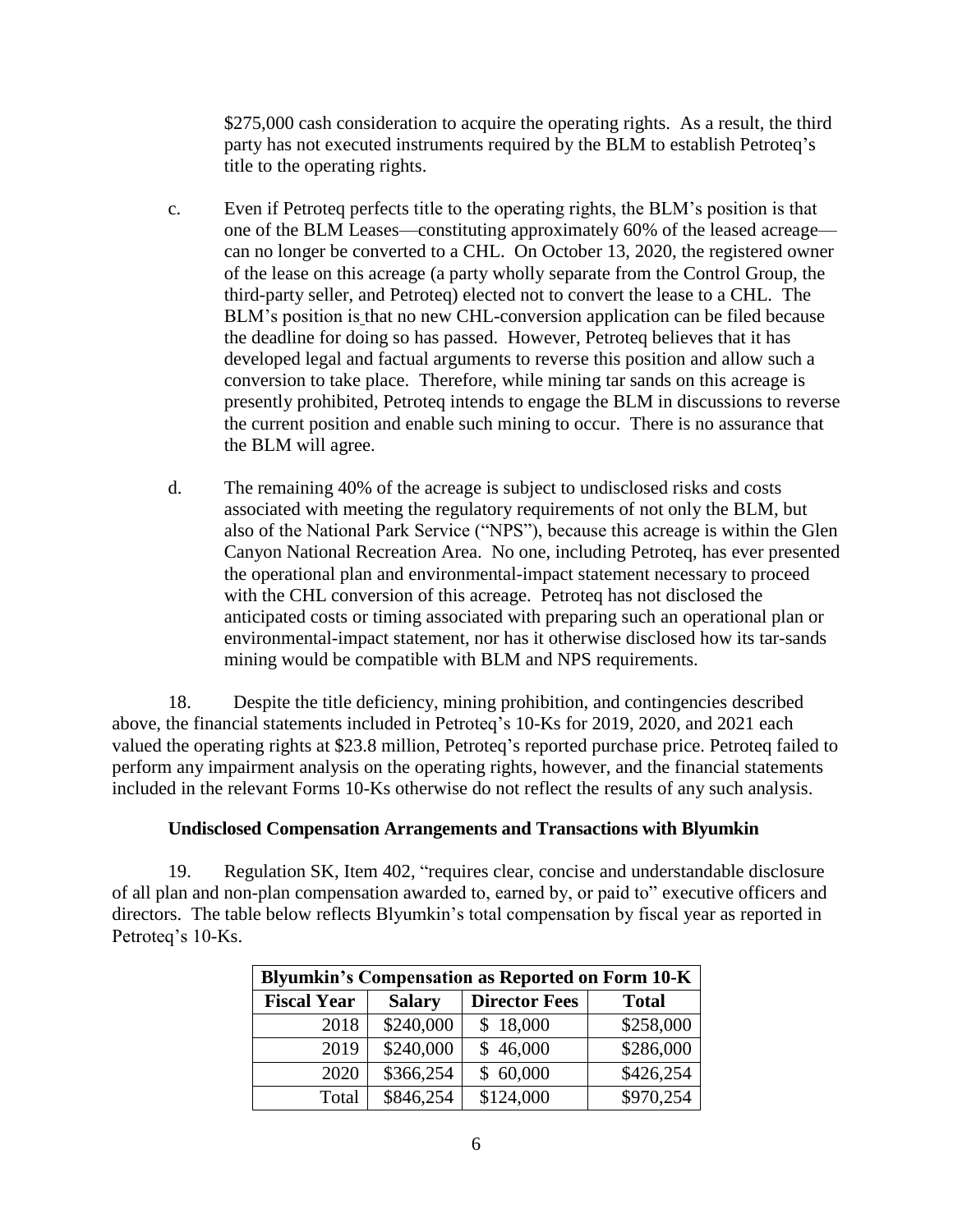\$275,000 cash consideration to acquire the operating rights. As a result, the third party has not executed instruments required by the BLM to establish Petroteq's title to the operating rights.

c. Even if Petroteq perfects title to the operating rights, the BLM's position is that one of the BLM Leases—constituting approximately 60% of the leased acreage—can no longer be converted to a CHL. On October 13, 2020, the registered owner of the lease on this acreage (a party wholly separate from the Control Group, the third-party seller, and Petroteq) elected not to convert the lease to a CHL. The BLM's position is that no new CHL-conversion application can be filed because the deadline for doing so has passed. However, Petroteq believes that it has developed legal and factual arguments to reverse this position and allow such a conversion to take place. Therefore, while mining tar sands on this acreage is presently prohibited, Petroteq intends to engage the BLM in discussions to reverse the current position and enable such mining to occur. There is no assurance that the BLM will agree.

d. The remaining 40% of the acreage is subject to undisclosed risks and costs associated with meeting the regulatory requirements of not only the BLM, but also of the National Park Service ("NPS"), because this acreage is within the Glen Canyon National Recreation Area. No one, including Petroteq, has ever presented the operational plan and environmental-impact statement necessary to proceed with the CHL conversion of this acreage. Petroteq has not disclosed the anticipated costs or timing associated with preparing such an operational plan or environmental-impact statement, nor has it otherwise disclosed how its tar-sands mining would be compatible with BLM and NPS requirements.

18. Despite the title deficiency, mining prohibition, and contingencies described above, the financial statements included in Petroteq's 10-Ks for 2019, 2020, and 2021 each valued the operating rights at \$23.8 million, Petroteq's reported purchase price. Petroteq failed to perform any impairment analysis on the operating rights, however, and the financial statements included in the relevant Forms 10-Ks otherwise do not reflect the results of any such analysis.

**Undisclosed Compensation Arrangements and Transactions with Blyumkin**

19. Regulation SK, Item 402, "requires clear, concise and understandable disclosure of all plan and non-plan compensation awarded to, earned by, or paid to" executive officers and directors. The table below reflects Blyumkin's total compensation by fiscal year as reported in Petroteq's 10-Ks.

| Blyumkin's Compensation as Reported on Form 10-K | | | |
|---|---|---|---|
| **Fiscal Year** | **Salary** | **Director Fees** | **Total** |
| 2018 | \$240,000 | \$ 18,000 | \$258,000 |
| 2019 | \$240,000 | \$ 46,000 | \$286,000 |
| 2020 | \$366,254 | \$ 60,000 | \$426,254 |
| Total | \$846,254 | \$124,000 | \$970,254 |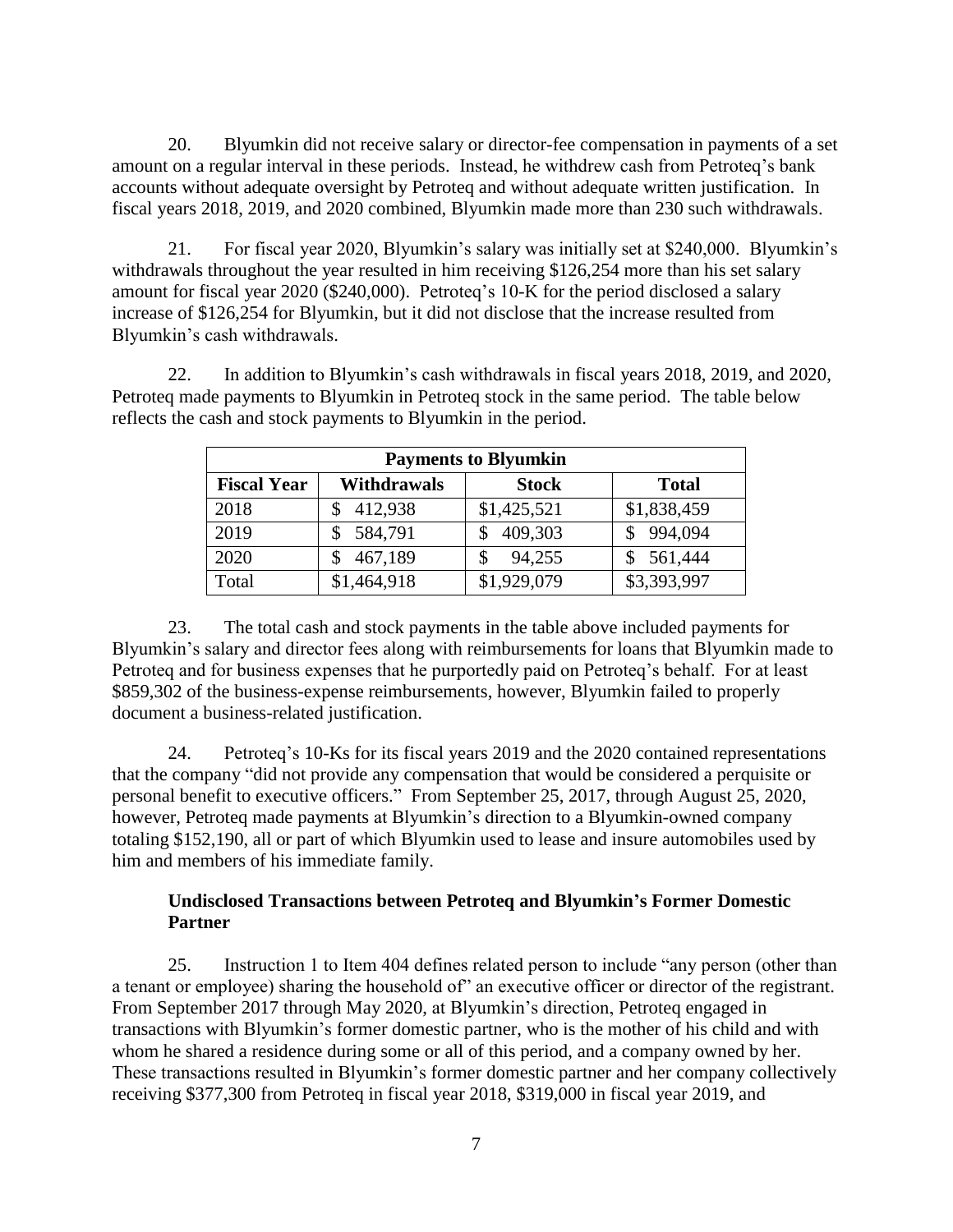20. Blyumkin did not receive salary or director-fee compensation in payments of a set amount on a regular interval in these periods. Instead, he withdrew cash from Petroteq's bank accounts without adequate oversight by Petroteq and without adequate written justification. In fiscal years 2018, 2019, and 2020 combined, Blyumkin made more than 230 such withdrawals.

21. For fiscal year 2020, Blyumkin's salary was initially set at $240,000. Blyumkin's withdrawals throughout the year resulted in him receiving $126,254 more than his set salary amount for fiscal year 2020 ($240,000). Petroteq's 10-K for the period disclosed a salary increase of $126,254 for Blyumkin, but it did not disclose that the increase resulted from Blyumkin's cash withdrawals.

22. In addition to Blyumkin's cash withdrawals in fiscal years 2018, 2019, and 2020, Petroteq made payments to Blyumkin in Petroteq stock in the same period. The table below reflects the cash and stock payments to Blyumkin in the period.

| Payments to Blyumkin | | | |
|---|---|---|---|
| **Fiscal Year** | **Withdrawals** | **Stock** | **Total** |
| 2018 | $ 412,938 | $1,425,521 | $1,838,459 |
| 2019 | $ 584,791 | $ 409,303 | $ 994,094 |
| 2020 | $ 467,189 | $ 94,255 | $ 561,444 |
| Total | $1,464,918 | $1,929,079 | $3,393,997 |

23. The total cash and stock payments in the table above included payments for Blyumkin's salary and director fees along with reimbursements for loans that Blyumkin made to Petroteq and for business expenses that he purportedly paid on Petroteq's behalf. For at least $859,302 of the business-expense reimbursements, however, Blyumkin failed to properly document a business-related justification.

24. Petroteq's 10-Ks for its fiscal years 2019 and the 2020 contained representations that the company "did not provide any compensation that would be considered a perquisite or personal benefit to executive officers." From September 25, 2017, through August 25, 2020, however, Petroteq made payments at Blyumkin's direction to a Blyumkin-owned company totaling $152,190, all or part of which Blyumkin used to lease and insure automobiles used by him and members of his immediate family.

### Undisclosed Transactions between Petroteq and Blyumkin's Former Domestic Partner

25. Instruction 1 to Item 404 defines related person to include "any person (other than a tenant or employee) sharing the household of" an executive officer or director of the registrant. From September 2017 through May 2020, at Blyumkin's direction, Petroteq engaged in transactions with Blyumkin's former domestic partner, who is the mother of his child and with whom he shared a residence during some or all of this period, and a company owned by her. These transactions resulted in Blyumkin's former domestic partner and her company collectively receiving $377,300 from Petroteq in fiscal year 2018, $319,000 in fiscal year 2019, and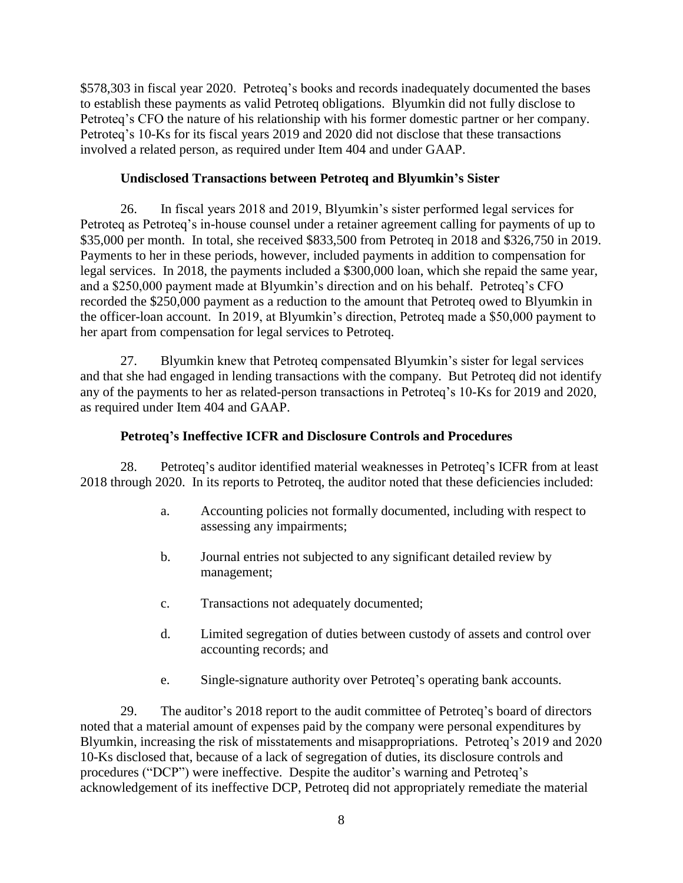$578,303 in fiscal year 2020. Petroteq's books and records inadequately documented the bases to establish these payments as valid Petroteq obligations. Blyumkin did not fully disclose to Petroteq's CFO the nature of his relationship with his former domestic partner or her company. Petroteq's 10-Ks for its fiscal years 2019 and 2020 did not disclose that these transactions involved a related person, as required under Item 404 and under GAAP.

**Undisclosed Transactions between Petroteq and Blyumkin's Sister**

26. In fiscal years 2018 and 2019, Blyumkin's sister performed legal services for Petroteq as Petroteq's in-house counsel under a retainer agreement calling for payments of up to $35,000 per month. In total, she received $833,500 from Petroteq in 2018 and $326,750 in 2019. Payments to her in these periods, however, included payments in addition to compensation for legal services. In 2018, the payments included a $300,000 loan, which she repaid the same year, and a $250,000 payment made at Blyumkin's direction and on his behalf. Petroteq's CFO recorded the $250,000 payment as a reduction to the amount that Petroteq owed to Blyumkin in the officer-loan account. In 2019, at Blyumkin's direction, Petroteq made a $50,000 payment to her apart from compensation for legal services to Petroteq.

27. Blyumkin knew that Petroteq compensated Blyumkin's sister for legal services and that she had engaged in lending transactions with the company. But Petroteq did not identify any of the payments to her as related-person transactions in Petroteq's 10-Ks for 2019 and 2020, as required under Item 404 and GAAP.

**Petroteq's Ineffective ICFR and Disclosure Controls and Procedures**

28. Petroteq's auditor identified material weaknesses in Petroteq's ICFR from at least 2018 through 2020. In its reports to Petroteq, the auditor noted that these deficiencies included:

a. Accounting policies not formally documented, including with respect to assessing any impairments;

b. Journal entries not subjected to any significant detailed review by management;

c. Transactions not adequately documented;

d. Limited segregation of duties between custody of assets and control over accounting records; and

e. Single-signature authority over Petroteq's operating bank accounts.

29. The auditor's 2018 report to the audit committee of Petroteq's board of directors noted that a material amount of expenses paid by the company were personal expenditures by Blyumkin, increasing the risk of misstatements and misappropriations. Petroteq's 2019 and 2020 10-Ks disclosed that, because of a lack of segregation of duties, its disclosure controls and procedures ("DCP") were ineffective. Despite the auditor's warning and Petroteq's acknowledgement of its ineffective DCP, Petroteq did not appropriately remediate the material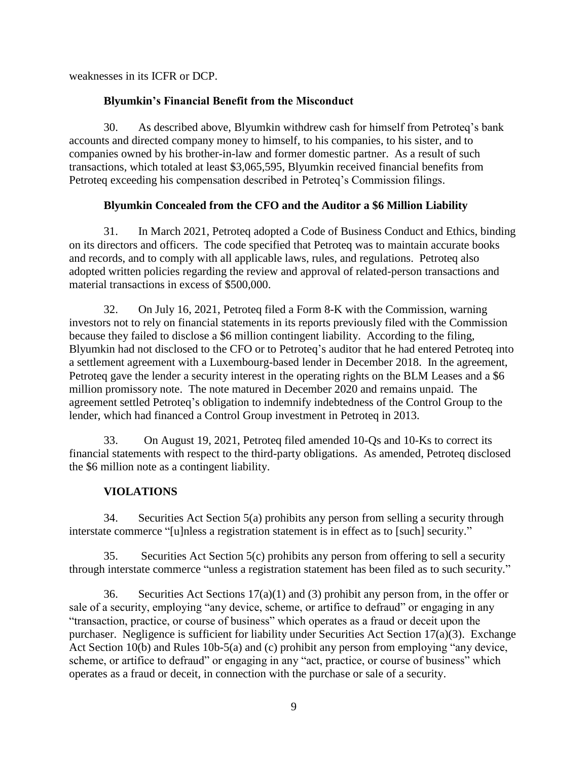weaknesses in its ICFR or DCP.

### Blyumkin's Financial Benefit from the Misconduct

30. As described above, Blyumkin withdrew cash for himself from Petroteq's bank accounts and directed company money to himself, to his companies, to his sister, and to companies owned by his brother-in-law and former domestic partner. As a result of such transactions, which totaled at least $3,065,595, Blyumkin received financial benefits from Petroteq exceeding his compensation described in Petroteq's Commission filings.

### Blyumkin Concealed from the CFO and the Auditor a $6 Million Liability

31. In March 2021, Petroteq adopted a Code of Business Conduct and Ethics, binding on its directors and officers. The code specified that Petroteq was to maintain accurate books and records, and to comply with all applicable laws, rules, and regulations. Petroteq also adopted written policies regarding the review and approval of related-person transactions and material transactions in excess of $500,000.

32. On July 16, 2021, Petroteq filed a Form 8-K with the Commission, warning investors not to rely on financial statements in its reports previously filed with the Commission because they failed to disclose a $6 million contingent liability. According to the filing, Blyumkin had not disclosed to the CFO or to Petroteq's auditor that he had entered Petroteq into a settlement agreement with a Luxembourg-based lender in December 2018. In the agreement, Petroteq gave the lender a security interest in the operating rights on the BLM Leases and a $6 million promissory note. The note matured in December 2020 and remains unpaid. The agreement settled Petroteq's obligation to indemnify indebtedness of the Control Group to the lender, which had financed a Control Group investment in Petroteq in 2013.

33. On August 19, 2021, Petroteq filed amended 10-Qs and 10-Ks to correct its financial statements with respect to the third-party obligations. As amended, Petroteq disclosed the $6 million note as a contingent liability.

### VIOLATIONS

34. Securities Act Section 5(a) prohibits any person from selling a security through interstate commerce "[u]nless a registration statement is in effect as to [such] security."

35. Securities Act Section 5(c) prohibits any person from offering to sell a security through interstate commerce "unless a registration statement has been filed as to such security."

36. Securities Act Sections 17(a)(1) and (3) prohibit any person from, in the offer or sale of a security, employing "any device, scheme, or artifice to defraud" or engaging in any "transaction, practice, or course of business" which operates as a fraud or deceit upon the purchaser. Negligence is sufficient for liability under Securities Act Section 17(a)(3). Exchange Act Section 10(b) and Rules 10b-5(a) and (c) prohibit any person from employing "any device, scheme, or artifice to defraud" or engaging in any "act, practice, or course of business" which operates as a fraud or deceit, in connection with the purchase or sale of a security.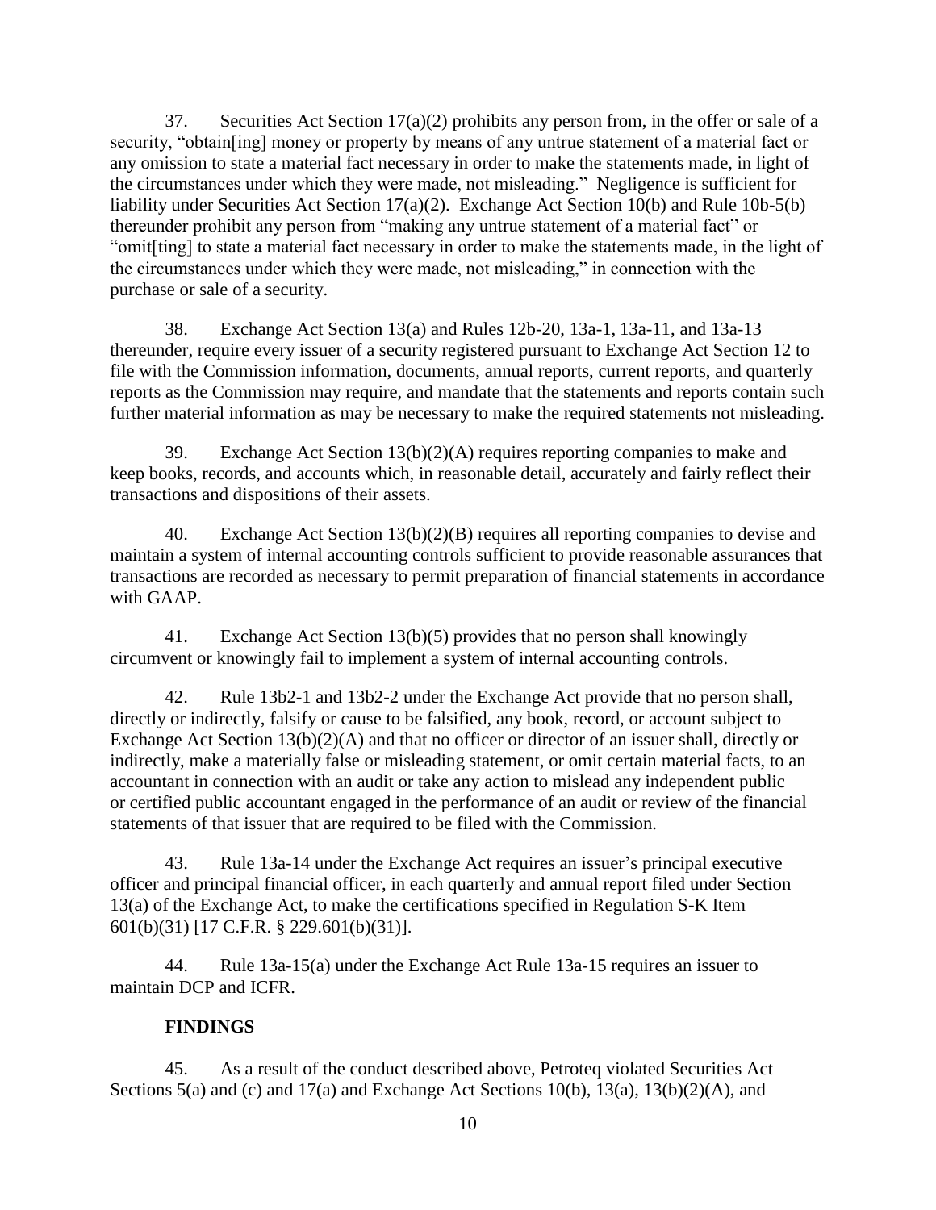37. Securities Act Section 17(a)(2) prohibits any person from, in the offer or sale of a security, "obtain[ing] money or property by means of any untrue statement of a material fact or any omission to state a material fact necessary in order to make the statements made, in light of the circumstances under which they were made, not misleading." Negligence is sufficient for liability under Securities Act Section 17(a)(2). Exchange Act Section 10(b) and Rule 10b-5(b) thereunder prohibit any person from "making any untrue statement of a material fact" or "omit[ting] to state a material fact necessary in order to make the statements made, in the light of the circumstances under which they were made, not misleading," in connection with the purchase or sale of a security.

38. Exchange Act Section 13(a) and Rules 12b-20, 13a-1, 13a-11, and 13a-13 thereunder, require every issuer of a security registered pursuant to Exchange Act Section 12 to file with the Commission information, documents, annual reports, current reports, and quarterly reports as the Commission may require, and mandate that the statements and reports contain such further material information as may be necessary to make the required statements not misleading.

39. Exchange Act Section 13(b)(2)(A) requires reporting companies to make and keep books, records, and accounts which, in reasonable detail, accurately and fairly reflect their transactions and dispositions of their assets.

40. Exchange Act Section 13(b)(2)(B) requires all reporting companies to devise and maintain a system of internal accounting controls sufficient to provide reasonable assurances that transactions are recorded as necessary to permit preparation of financial statements in accordance with GAAP.

41. Exchange Act Section 13(b)(5) provides that no person shall knowingly circumvent or knowingly fail to implement a system of internal accounting controls.

42. Rule 13b2-1 and 13b2-2 under the Exchange Act provide that no person shall, directly or indirectly, falsify or cause to be falsified, any book, record, or account subject to Exchange Act Section 13(b)(2)(A) and that no officer or director of an issuer shall, directly or indirectly, make a materially false or misleading statement, or omit certain material facts, to an accountant in connection with an audit or take any action to mislead any independent public or certified public accountant engaged in the performance of an audit or review of the financial statements of that issuer that are required to be filed with the Commission.

43. Rule 13a-14 under the Exchange Act requires an issuer's principal executive officer and principal financial officer, in each quarterly and annual report filed under Section 13(a) of the Exchange Act, to make the certifications specified in Regulation S-K Item 601(b)(31) [17 C.F.R. § 229.601(b)(31)].

44. Rule 13a-15(a) under the Exchange Act Rule 13a-15 requires an issuer to maintain DCP and ICFR.

**FINDINGS**

45. As a result of the conduct described above, Petroteq violated Securities Act Sections 5(a) and (c) and 17(a) and Exchange Act Sections 10(b), 13(a), 13(b)(2)(A), and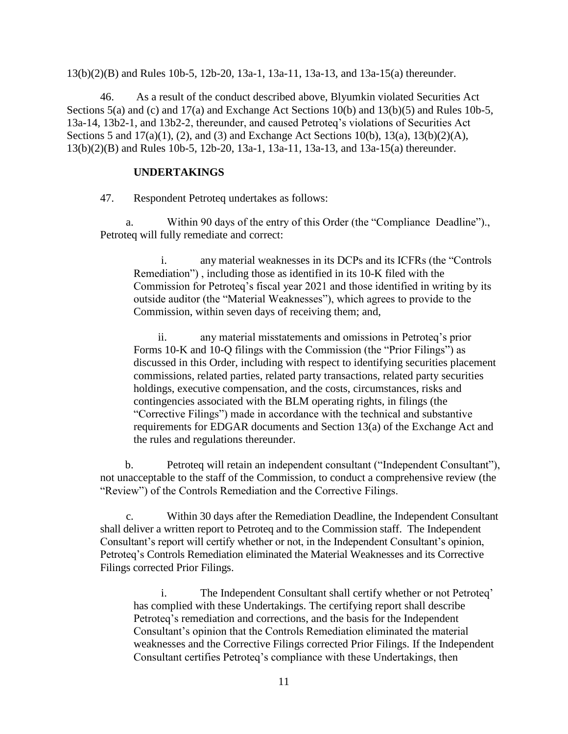13(b)(2)(B) and Rules 10b-5, 12b-20, 13a-1, 13a-11, 13a-13, and 13a-15(a) thereunder.

46. As a result of the conduct described above, Blyumkin violated Securities Act Sections 5(a) and (c) and 17(a) and Exchange Act Sections 10(b) and 13(b)(5) and Rules 10b-5, 13a-14, 13b2-1, and 13b2-2, thereunder, and caused Petroteq's violations of Securities Act Sections 5 and 17(a)(1), (2), and (3) and Exchange Act Sections 10(b), 13(a), 13(b)(2)(A), 13(b)(2)(B) and Rules 10b-5, 12b-20, 13a-1, 13a-11, 13a-13, and 13a-15(a) thereunder.

**UNDERTAKINGS**

47. Respondent Petroteq undertakes as follows:

a. Within 90 days of the entry of this Order (the "Compliance Deadline")., Petroteq will fully remediate and correct:

i. any material weaknesses in its DCPs and its ICFRs (the "Controls Remediation") , including those as identified in its 10-K filed with the Commission for Petroteq's fiscal year 2021 and those identified in writing by its outside auditor (the "Material Weaknesses"), which agrees to provide to the Commission, within seven days of receiving them; and,

ii. any material misstatements and omissions in Petroteq's prior Forms 10-K and 10-Q filings with the Commission (the "Prior Filings") as discussed in this Order, including with respect to identifying securities placement commissions, related parties, related party transactions, related party securities holdings, executive compensation, and the costs, circumstances, risks and contingencies associated with the BLM operating rights, in filings (the "Corrective Filings") made in accordance with the technical and substantive requirements for EDGAR documents and Section 13(a) of the Exchange Act and the rules and regulations thereunder.

b. Petroteq will retain an independent consultant ("Independent Consultant"), not unacceptable to the staff of the Commission, to conduct a comprehensive review (the "Review") of the Controls Remediation and the Corrective Filings.

c. Within 30 days after the Remediation Deadline, the Independent Consultant shall deliver a written report to Petroteq and to the Commission staff. The Independent Consultant's report will certify whether or not, in the Independent Consultant's opinion, Petroteq's Controls Remediation eliminated the Material Weaknesses and its Corrective Filings corrected Prior Filings.

i. The Independent Consultant shall certify whether or not Petroteq' has complied with these Undertakings. The certifying report shall describe Petroteq's remediation and corrections, and the basis for the Independent Consultant's opinion that the Controls Remediation eliminated the material weaknesses and the Corrective Filings corrected Prior Filings. If the Independent Consultant certifies Petroteq's compliance with these Undertakings, then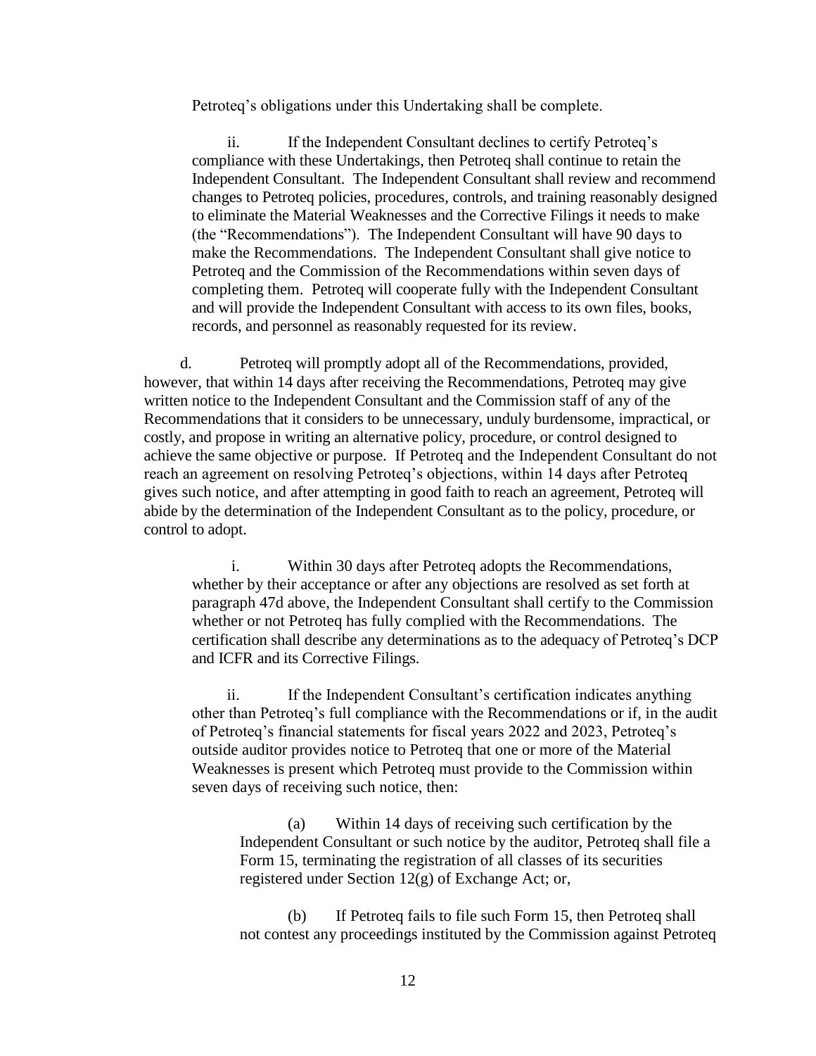Petroteq's obligations under this Undertaking shall be complete.

ii. If the Independent Consultant declines to certify Petroteq's compliance with these Undertakings, then Petroteq shall continue to retain the Independent Consultant. The Independent Consultant shall review and recommend changes to Petroteq policies, procedures, controls, and training reasonably designed to eliminate the Material Weaknesses and the Corrective Filings it needs to make (the "Recommendations"). The Independent Consultant will have 90 days to make the Recommendations. The Independent Consultant shall give notice to Petroteq and the Commission of the Recommendations within seven days of completing them. Petroteq will cooperate fully with the Independent Consultant and will provide the Independent Consultant with access to its own files, books, records, and personnel as reasonably requested for its review.

d. Petroteq will promptly adopt all of the Recommendations, provided, however, that within 14 days after receiving the Recommendations, Petroteq may give written notice to the Independent Consultant and the Commission staff of any of the Recommendations that it considers to be unnecessary, unduly burdensome, impractical, or costly, and propose in writing an alternative policy, procedure, or control designed to achieve the same objective or purpose. If Petroteq and the Independent Consultant do not reach an agreement on resolving Petroteq's objections, within 14 days after Petroteq gives such notice, and after attempting in good faith to reach an agreement, Petroteq will abide by the determination of the Independent Consultant as to the policy, procedure, or control to adopt.

i. Within 30 days after Petroteq adopts the Recommendations, whether by their acceptance or after any objections are resolved as set forth at paragraph 47d above, the Independent Consultant shall certify to the Commission whether or not Petroteq has fully complied with the Recommendations. The certification shall describe any determinations as to the adequacy of Petroteq's DCP and ICFR and its Corrective Filings.

ii. If the Independent Consultant's certification indicates anything other than Petroteq's full compliance with the Recommendations or if, in the audit of Petroteq's financial statements for fiscal years 2022 and 2023, Petroteq's outside auditor provides notice to Petroteq that one or more of the Material Weaknesses is present which Petroteq must provide to the Commission within seven days of receiving such notice, then:

(a) Within 14 days of receiving such certification by the Independent Consultant or such notice by the auditor, Petroteq shall file a Form 15, terminating the registration of all classes of its securities registered under Section 12(g) of Exchange Act; or,

(b) If Petroteq fails to file such Form 15, then Petroteq shall not contest any proceedings instituted by the Commission against Petroteq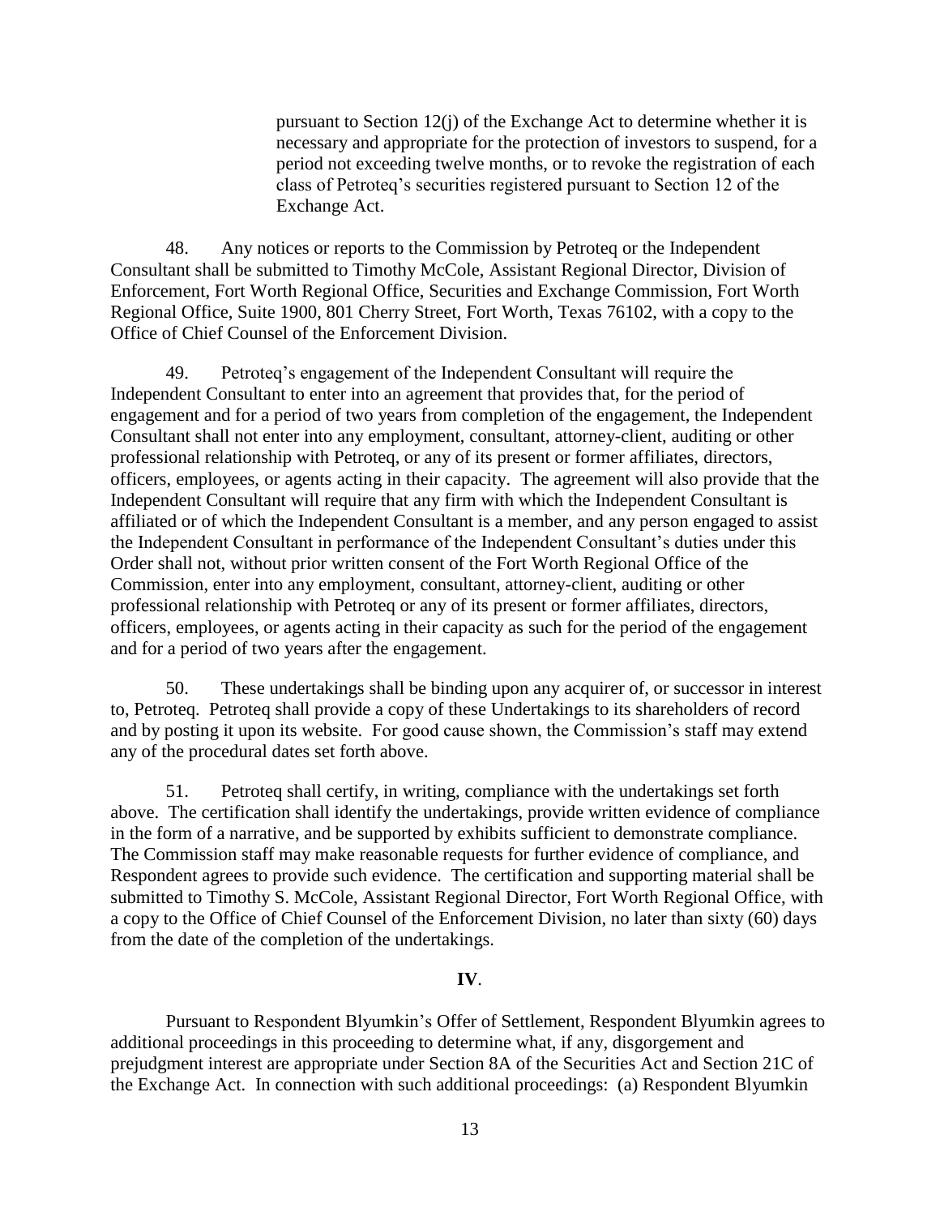pursuant to Section 12(j) of the Exchange Act to determine whether it is necessary and appropriate for the protection of investors to suspend, for a period not exceeding twelve months, or to revoke the registration of each class of Petroteq's securities registered pursuant to Section 12 of the Exchange Act.

48. Any notices or reports to the Commission by Petroteq or the Independent Consultant shall be submitted to Timothy McCole, Assistant Regional Director, Division of Enforcement, Fort Worth Regional Office, Securities and Exchange Commission, Fort Worth Regional Office, Suite 1900, 801 Cherry Street, Fort Worth, Texas 76102, with a copy to the Office of Chief Counsel of the Enforcement Division.

49. Petroteq's engagement of the Independent Consultant will require the Independent Consultant to enter into an agreement that provides that, for the period of engagement and for a period of two years from completion of the engagement, the Independent Consultant shall not enter into any employment, consultant, attorney-client, auditing or other professional relationship with Petroteq, or any of its present or former affiliates, directors, officers, employees, or agents acting in their capacity. The agreement will also provide that the Independent Consultant will require that any firm with which the Independent Consultant is affiliated or of which the Independent Consultant is a member, and any person engaged to assist the Independent Consultant in performance of the Independent Consultant's duties under this Order shall not, without prior written consent of the Fort Worth Regional Office of the Commission, enter into any employment, consultant, attorney-client, auditing or other professional relationship with Petroteq or any of its present or former affiliates, directors, officers, employees, or agents acting in their capacity as such for the period of the engagement and for a period of two years after the engagement.

50. These undertakings shall be binding upon any acquirer of, or successor in interest to, Petroteq. Petroteq shall provide a copy of these Undertakings to its shareholders of record and by posting it upon its website. For good cause shown, the Commission's staff may extend any of the procedural dates set forth above.

51. Petroteq shall certify, in writing, compliance with the undertakings set forth above. The certification shall identify the undertakings, provide written evidence of compliance in the form of a narrative, and be supported by exhibits sufficient to demonstrate compliance. The Commission staff may make reasonable requests for further evidence of compliance, and Respondent agrees to provide such evidence. The certification and supporting material shall be submitted to Timothy S. McCole, Assistant Regional Director, Fort Worth Regional Office, with a copy to the Office of Chief Counsel of the Enforcement Division, no later than sixty (60) days from the date of the completion of the undertakings.

## IV.

Pursuant to Respondent Blyumkin's Offer of Settlement, Respondent Blyumkin agrees to additional proceedings in this proceeding to determine what, if any, disgorgement and prejudgment interest are appropriate under Section 8A of the Securities Act and Section 21C of the Exchange Act. In connection with such additional proceedings: (a) Respondent Blyumkin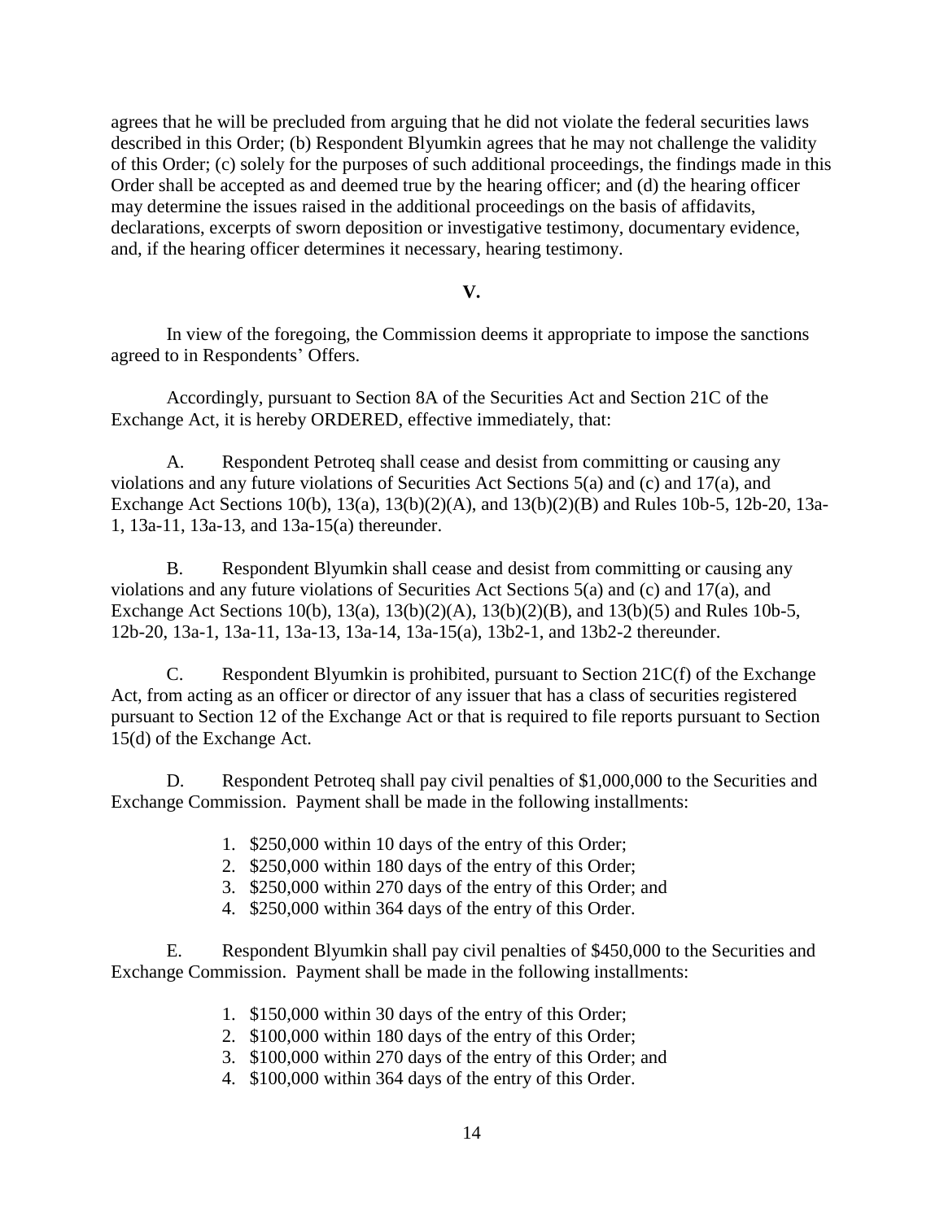agrees that he will be precluded from arguing that he did not violate the federal securities laws described in this Order; (b) Respondent Blyumkin agrees that he may not challenge the validity of this Order; (c) solely for the purposes of such additional proceedings, the findings made in this Order shall be accepted as and deemed true by the hearing officer; and (d) the hearing officer may determine the issues raised in the additional proceedings on the basis of affidavits, declarations, excerpts of sworn deposition or investigative testimony, documentary evidence, and, if the hearing officer determines it necessary, hearing testimony.

## V.

In view of the foregoing, the Commission deems it appropriate to impose the sanctions agreed to in Respondents' Offers.

Accordingly, pursuant to Section 8A of the Securities Act and Section 21C of the Exchange Act, it is hereby ORDERED, effective immediately, that:

A. Respondent Petroteq shall cease and desist from committing or causing any violations and any future violations of Securities Act Sections 5(a) and (c) and 17(a), and Exchange Act Sections 10(b), 13(a), 13(b)(2)(A), and 13(b)(2)(B) and Rules 10b-5, 12b-20, 13a-1, 13a-11, 13a-13, and 13a-15(a) thereunder.

B. Respondent Blyumkin shall cease and desist from committing or causing any violations and any future violations of Securities Act Sections 5(a) and (c) and 17(a), and Exchange Act Sections 10(b), 13(a), 13(b)(2)(A), 13(b)(2)(B), and 13(b)(5) and Rules 10b-5, 12b-20, 13a-1, 13a-11, 13a-13, 13a-14, 13a-15(a), 13b2-1, and 13b2-2 thereunder.

C. Respondent Blyumkin is prohibited, pursuant to Section 21C(f) of the Exchange Act, from acting as an officer or director of any issuer that has a class of securities registered pursuant to Section 12 of the Exchange Act or that is required to file reports pursuant to Section 15(d) of the Exchange Act.

D. Respondent Petroteq shall pay civil penalties of $1,000,000 to the Securities and Exchange Commission. Payment shall be made in the following installments:

1. $250,000 within 10 days of the entry of this Order;
2. $250,000 within 180 days of the entry of this Order;
3. $250,000 within 270 days of the entry of this Order; and
4. $250,000 within 364 days of the entry of this Order.

E. Respondent Blyumkin shall pay civil penalties of $450,000 to the Securities and Exchange Commission. Payment shall be made in the following installments:

1. $150,000 within 30 days of the entry of this Order;
2. $100,000 within 180 days of the entry of this Order;
3. $100,000 within 270 days of the entry of this Order; and
4. $100,000 within 364 days of the entry of this Order.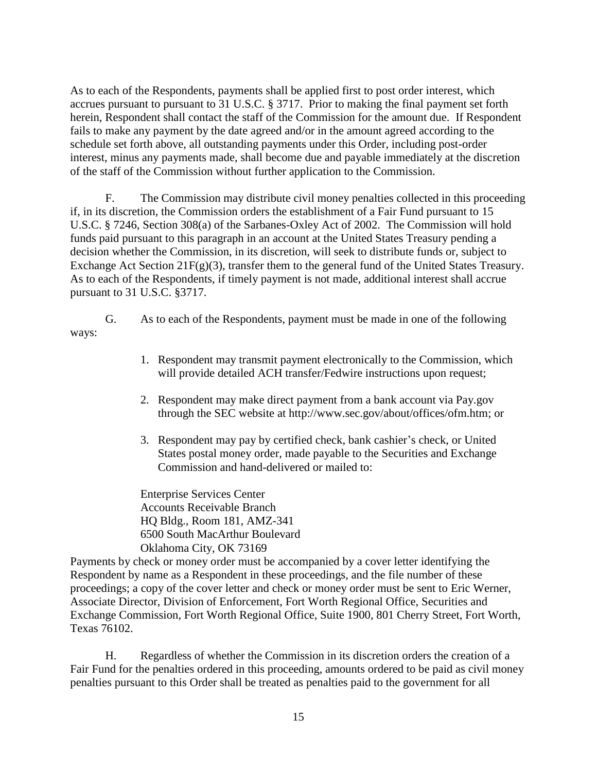As to each of the Respondents, payments shall be applied first to post order interest, which accrues pursuant to pursuant to 31 U.S.C. § 3717. Prior to making the final payment set forth herein, Respondent shall contact the staff of the Commission for the amount due. If Respondent fails to make any payment by the date agreed and/or in the amount agreed according to the schedule set forth above, all outstanding payments under this Order, including post-order interest, minus any payments made, shall become due and payable immediately at the discretion of the staff of the Commission without further application to the Commission.

F. The Commission may distribute civil money penalties collected in this proceeding if, in its discretion, the Commission orders the establishment of a Fair Fund pursuant to 15 U.S.C. § 7246, Section 308(a) of the Sarbanes-Oxley Act of 2002. The Commission will hold funds paid pursuant to this paragraph in an account at the United States Treasury pending a decision whether the Commission, in its discretion, will seek to distribute funds or, subject to Exchange Act Section 21F(g)(3), transfer them to the general fund of the United States Treasury. As to each of the Respondents, if timely payment is not made, additional interest shall accrue pursuant to 31 U.S.C. §3717.

G. As to each of the Respondents, payment must be made in one of the following ways:

1. Respondent may transmit payment electronically to the Commission, which will provide detailed ACH transfer/Fedwire instructions upon request;
2. Respondent may make direct payment from a bank account via Pay.gov through the SEC website at http://www.sec.gov/about/offices/ofm.htm; or
3. Respondent may pay by certified check, bank cashier's check, or United States postal money order, made payable to the Securities and Exchange Commission and hand-delivered or mailed to:

Enterprise Services Center
Accounts Receivable Branch
HQ Bldg., Room 181, AMZ-341
6500 South MacArthur Boulevard
Oklahoma City, OK 73169

Payments by check or money order must be accompanied by a cover letter identifying the Respondent by name as a Respondent in these proceedings, and the file number of these proceedings; a copy of the cover letter and check or money order must be sent to Eric Werner, Associate Director, Division of Enforcement, Fort Worth Regional Office, Securities and Exchange Commission, Fort Worth Regional Office, Suite 1900, 801 Cherry Street, Fort Worth, Texas 76102.

H. Regardless of whether the Commission in its discretion orders the creation of a Fair Fund for the penalties ordered in this proceeding, amounts ordered to be paid as civil money penalties pursuant to this Order shall be treated as penalties paid to the government for all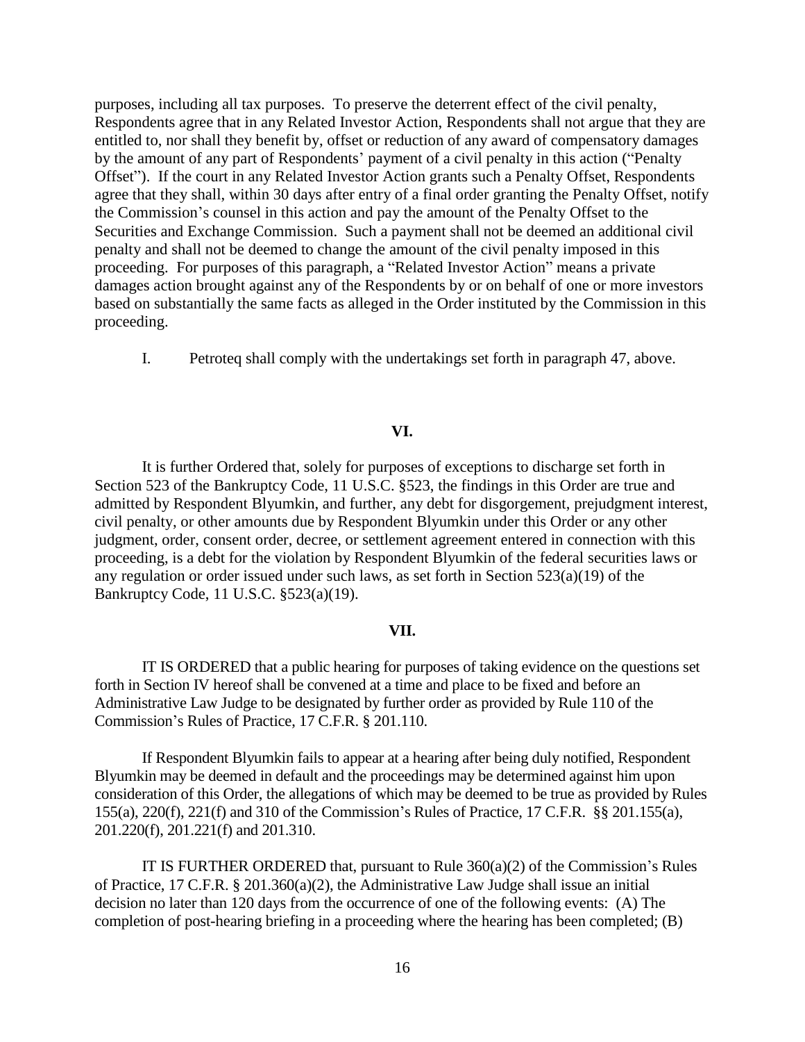purposes, including all tax purposes. To preserve the deterrent effect of the civil penalty, Respondents agree that in any Related Investor Action, Respondents shall not argue that they are entitled to, nor shall they benefit by, offset or reduction of any award of compensatory damages by the amount of any part of Respondents' payment of a civil penalty in this action ("Penalty Offset"). If the court in any Related Investor Action grants such a Penalty Offset, Respondents agree that they shall, within 30 days after entry of a final order granting the Penalty Offset, notify the Commission's counsel in this action and pay the amount of the Penalty Offset to the Securities and Exchange Commission. Such a payment shall not be deemed an additional civil penalty and shall not be deemed to change the amount of the civil penalty imposed in this proceeding. For purposes of this paragraph, a "Related Investor Action" means a private damages action brought against any of the Respondents by or on behalf of one or more investors based on substantially the same facts as alleged in the Order instituted by the Commission in this proceeding.

I. Petroteq shall comply with the undertakings set forth in paragraph 47, above.

## VI.

It is further Ordered that, solely for purposes of exceptions to discharge set forth in Section 523 of the Bankruptcy Code, 11 U.S.C. §523, the findings in this Order are true and admitted by Respondent Blyumkin, and further, any debt for disgorgement, prejudgment interest, civil penalty, or other amounts due by Respondent Blyumkin under this Order or any other judgment, order, consent order, decree, or settlement agreement entered in connection with this proceeding, is a debt for the violation by Respondent Blyumkin of the federal securities laws or any regulation or order issued under such laws, as set forth in Section 523(a)(19) of the Bankruptcy Code, 11 U.S.C. §523(a)(19).

## VII.

IT IS ORDERED that a public hearing for purposes of taking evidence on the questions set forth in Section IV hereof shall be convened at a time and place to be fixed and before an Administrative Law Judge to be designated by further order as provided by Rule 110 of the Commission's Rules of Practice, 17 C.F.R. § 201.110.

If Respondent Blyumkin fails to appear at a hearing after being duly notified, Respondent Blyumkin may be deemed in default and the proceedings may be determined against him upon consideration of this Order, the allegations of which may be deemed to be true as provided by Rules 155(a), 220(f), 221(f) and 310 of the Commission's Rules of Practice, 17 C.F.R. §§ 201.155(a), 201.220(f), 201.221(f) and 201.310.

IT IS FURTHER ORDERED that, pursuant to Rule 360(a)(2) of the Commission's Rules of Practice, 17 C.F.R. § 201.360(a)(2), the Administrative Law Judge shall issue an initial decision no later than 120 days from the occurrence of one of the following events: (A) The completion of post-hearing briefing in a proceeding where the hearing has been completed; (B)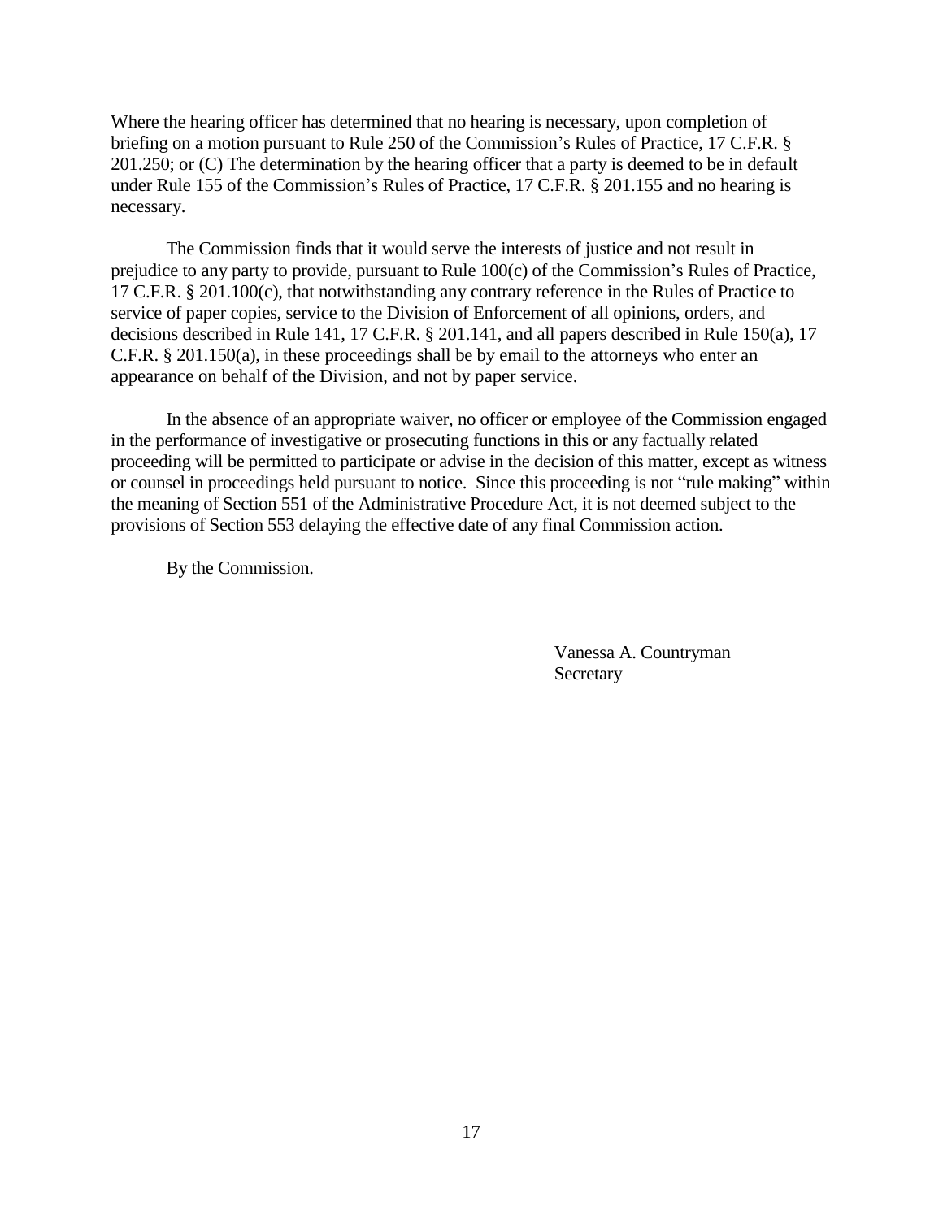Where the hearing officer has determined that no hearing is necessary, upon completion of briefing on a motion pursuant to Rule 250 of the Commission's Rules of Practice, 17 C.F.R. § 201.250; or (C) The determination by the hearing officer that a party is deemed to be in default under Rule 155 of the Commission's Rules of Practice, 17 C.F.R. § 201.155 and no hearing is necessary.

The Commission finds that it would serve the interests of justice and not result in prejudice to any party to provide, pursuant to Rule 100(c) of the Commission's Rules of Practice, 17 C.F.R. § 201.100(c), that notwithstanding any contrary reference in the Rules of Practice to service of paper copies, service to the Division of Enforcement of all opinions, orders, and decisions described in Rule 141, 17 C.F.R. § 201.141, and all papers described in Rule 150(a), 17 C.F.R. § 201.150(a), in these proceedings shall be by email to the attorneys who enter an appearance on behalf of the Division, and not by paper service.

In the absence of an appropriate waiver, no officer or employee of the Commission engaged in the performance of investigative or prosecuting functions in this or any factually related proceeding will be permitted to participate or advise in the decision of this matter, except as witness or counsel in proceedings held pursuant to notice. Since this proceeding is not "rule making" within the meaning of Section 551 of the Administrative Procedure Act, it is not deemed subject to the provisions of Section 553 delaying the effective date of any final Commission action.

By the Commission.

Vanessa A. Countryman
Secretary